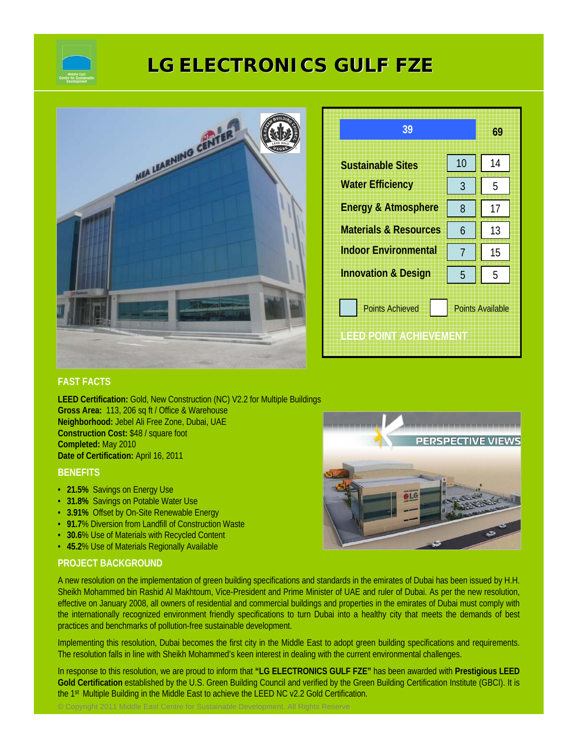# LG ELECTRONICS GULF FZE

| | Points Achieved | Points Available |
|---|---|---|
| **Total** | **39** | **69** |
| Sustainable Sites | 10 | 14 |
| Water Efficiency | 3 | 5 |
| Energy & Atmosphere | 8 | 17 |
| Materials & Resources | 6 | 13 |
| Indoor Environmental | 7 | 15 |
| Innovation & Design | 5 | 5 |

LEED POINT ACHIEVEMENT

## FAST FACTS

**LEED Certification:** Gold, New Construction (NC) V2.2 for Multiple Buildings
**Gross Area:** 113, 206 sq ft / Office & Warehouse
**Neighborhood:** Jebel Ali Free Zone, Dubai, UAE
**Construction Cost:** $48 / square foot
**Completed:** May 2010
**Date of Certification:** April 16, 2011

## BENEFITS

- **21.5%** Savings on Energy Use
- **31.8%** Savings on Potable Water Use
- **3.91%** Offset by On-Site Renewable Energy
- **91.7**% Diversion from Landfill of Construction Waste
- **30.6**% Use of Materials with Recycled Content
- **45.2**% Use of Materials Regionally Available

PERSPECTIVE VIEWS

## PROJECT BACKGROUND

A new resolution on the implementation of green building specifications and standards in the emirates of Dubai has been issued by H.H. Sheikh Mohammed bin Rashid Al Makhtoum, Vice-President and Prime Minister of UAE and ruler of Dubai. As per the new resolution, effective on January 2008, all owners of residential and commercial buildings and properties in the emirates of Dubai must comply with the internationally recognized environment friendly specifications to turn Dubai into a healthy city that meets the demands of best practices and benchmarks of pollution-free sustainable development.

Implementing this resolution, Dubai becomes the first city in the Middle East to adopt green building specifications and requirements. The resolution falls in line with Sheikh Mohammed's keen interest in dealing with the current environmental challenges.

In response to this resolution, we are proud to inform that **"LG ELECTRONICS GULF FZE"** has been awarded with **Prestigious LEED Gold Certification** established by the U.S. Green Building Council and verified by the Green Building Certification Institute (GBCI). It is the 1st Multiple Building in the Middle East to achieve the LEED NC v2.2 Gold Certification.

© Copyright 2011 Middle East Centre for Sustainable Development. All Rights Reserve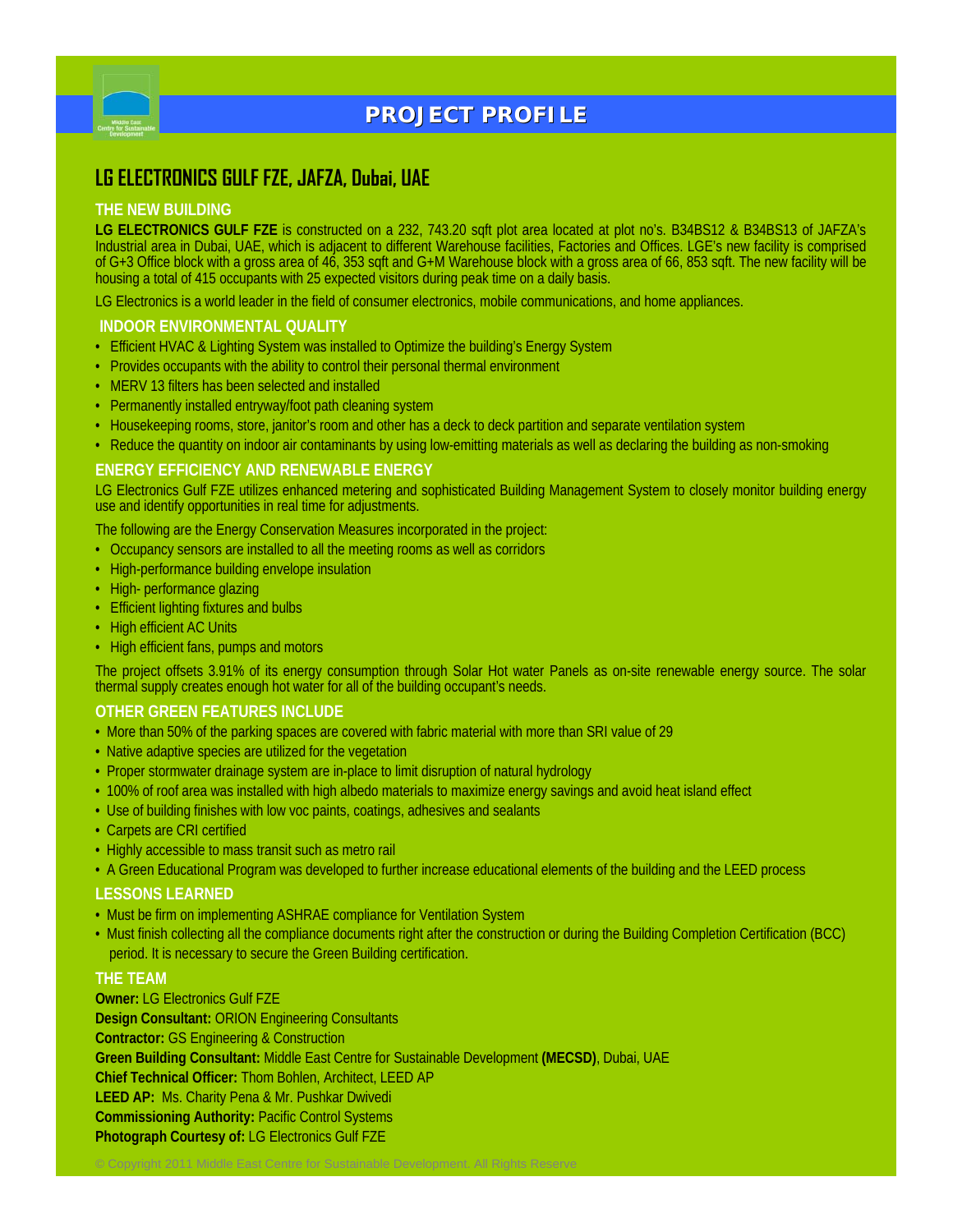# PROJECT PROFILE

## LG ELECTRONICS GULF FZE, JAFZA, Dubai, UAE

### THE NEW BUILDING

**LG ELECTRONICS GULF FZE** is constructed on a 232, 743.20 sqft plot area located at plot no's. B34BS12 & B34BS13 of JAFZA's Industrial area in Dubai, UAE, which is adjacent to different Warehouse facilities, Factories and Offices. LGE's new facility is comprised of G+3 Office block with a gross area of 46, 353 sqft and G+M Warehouse block with a gross area of 66, 853 sqft. The new facility will be housing a total of 415 occupants with 25 expected visitors during peak time on a daily basis.

LG Electronics is a world leader in the field of consumer electronics, mobile communications, and home appliances.

### INDOOR ENVIRONMENTAL QUALITY

- Efficient HVAC & Lighting System was installed to Optimize the building's Energy System
- Provides occupants with the ability to control their personal thermal environment
- MERV 13 filters has been selected and installed
- Permanently installed entryway/foot path cleaning system
- Housekeeping rooms, store, janitor's room and other has a deck to deck partition and separate ventilation system
- Reduce the quantity on indoor air contaminants by using low-emitting materials as well as declaring the building as non-smoking

### ENERGY EFFICIENCY AND RENEWABLE ENERGY

LG Electronics Gulf FZE utilizes enhanced metering and sophisticated Building Management System to closely monitor building energy use and identify opportunities in real time for adjustments.

The following are the Energy Conservation Measures incorporated in the project:

- Occupancy sensors are installed to all the meeting rooms as well as corridors
- High-performance building envelope insulation
- High- performance glazing
- Efficient lighting fixtures and bulbs
- High efficient AC Units
- High efficient fans, pumps and motors

The project offsets 3.91% of its energy consumption through Solar Hot water Panels as on-site renewable energy source. The solar thermal supply creates enough hot water for all of the building occupant's needs.

### OTHER GREEN FEATURES INCLUDE

- More than 50% of the parking spaces are covered with fabric material with more than SRI value of 29
- Native adaptive species are utilized for the vegetation
- Proper stormwater drainage system are in-place to limit disruption of natural hydrology
- 100% of roof area was installed with high albedo materials to maximize energy savings and avoid heat island effect
- Use of building finishes with low voc paints, coatings, adhesives and sealants
- Carpets are CRI certified
- Highly accessible to mass transit such as metro rail
- A Green Educational Program was developed to further increase educational elements of the building and the LEED process

### LESSONS LEARNED

- Must be firm on implementing ASHRAE compliance for Ventilation System
- Must finish collecting all the compliance documents right after the construction or during the Building Completion Certification (BCC) period. It is necessary to secure the Green Building certification.

### THE TEAM

**Owner:** LG Electronics Gulf FZE
**Design Consultant:** ORION Engineering Consultants
**Contractor:** GS Engineering & Construction
**Green Building Consultant:** Middle East Centre for Sustainable Development **(MECSD)**, Dubai, UAE
**Chief Technical Officer:** Thom Bohlen, Architect, LEED AP
**LEED AP:** Ms. Charity Pena & Mr. Pushkar Dwivedi
**Commissioning Authority:** Pacific Control Systems
**Photograph Courtesy of:** LG Electronics Gulf FZE

© Copyright 2011 Middle East Centre for Sustainable Development. All Rights Reserve